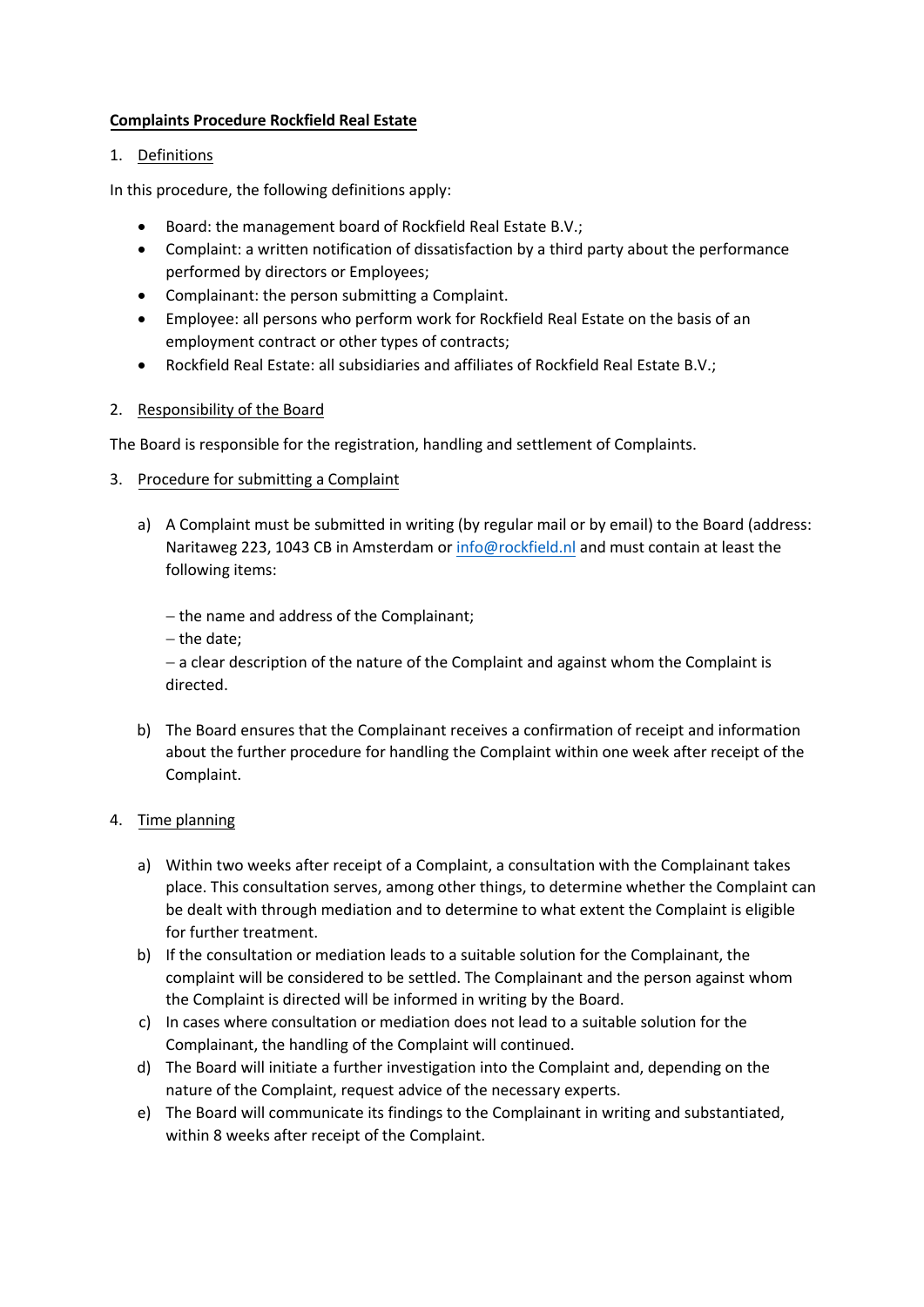**Complaints Procedure Rockfield Real Estate**

1. Definitions

In this procedure, the following definitions apply:

- Board: the management board of Rockfield Real Estate B.V.;
- Complaint: a written notification of dissatisfaction by a third party about the performance performed by directors or Employees;
- Complainant: the person submitting a Complaint.
- Employee: all persons who perform work for Rockfield Real Estate on the basis of an employment contract or other types of contracts;
- Rockfield Real Estate: all subsidiaries and affiliates of Rockfield Real Estate B.V.;

2. Responsibility of the Board

The Board is responsible for the registration, handling and settlement of Complaints.

3. Procedure for submitting a Complaint

a) A Complaint must be submitted in writing (by regular mail or by email) to the Board (address: Naritaweg 223, 1043 CB in Amsterdam or info@rockfield.nl and must contain at least the following items:

   – the name and address of the Complainant;
   – the date;
   – a clear description of the nature of the Complaint and against whom the Complaint is directed.

b) The Board ensures that the Complainant receives a confirmation of receipt and information about the further procedure for handling the Complaint within one week after receipt of the Complaint.

4. Time planning

a) Within two weeks after receipt of a Complaint, a consultation with the Complainant takes place. This consultation serves, among other things, to determine whether the Complaint can be dealt with through mediation and to determine to what extent the Complaint is eligible for further treatment.
b) If the consultation or mediation leads to a suitable solution for the Complainant, the complaint will be considered to be settled. The Complainant and the person against whom the Complaint is directed will be informed in writing by the Board.
c) In cases where consultation or mediation does not lead to a suitable solution for the Complainant, the handling of the Complaint will continued.
d) The Board will initiate a further investigation into the Complaint and, depending on the nature of the Complaint, request advice of the necessary experts.
e) The Board will communicate its findings to the Complainant in writing and substantiated, within 8 weeks after receipt of the Complaint.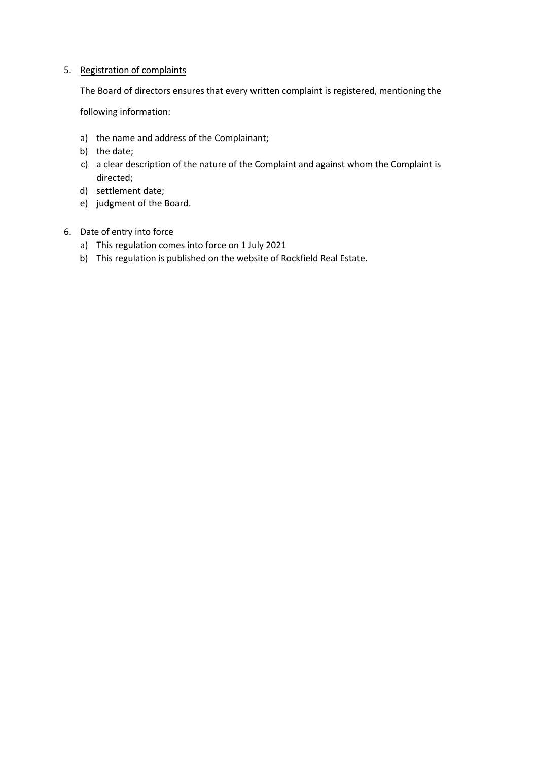5. <u>Registration of complaints</u>

   The Board of directors ensures that every written complaint is registered, mentioning the following information:

   a) the name and address of the Complainant;
   b) the date;
   c) a clear description of the nature of the Complaint and against whom the Complaint is directed;
   d) settlement date;
   e) judgment of the Board.

6. <u>Date of entry into force</u>
   a) This regulation comes into force on 1 July 2021
   b) This regulation is published on the website of Rockfield Real Estate.